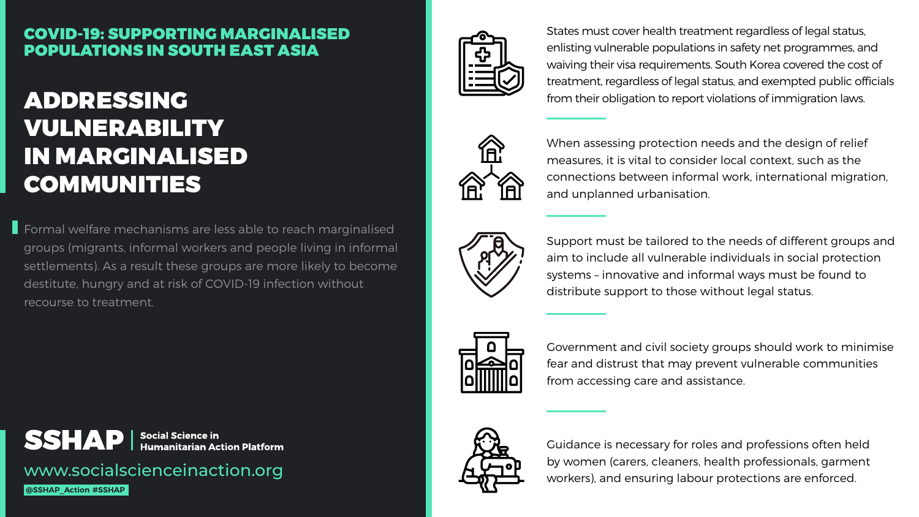**COVID-19: SUPPORTING MARGINALISED POPULATIONS IN SOUTH EAST ASIA**

# ADDRESSING VULNERABILITY IN MARGINALISED COMMUNITIES

Formal welfare mechanisms are less able to reach marginalised groups (migrants, informal workers and people living in informal settlements). As a result these groups are more likely to become destitute, hungry and at risk of COVID-19 infection without recourse to treatment.

**SSHAP** | **Social Science in Humanitarian Action Platform**

www.socialscienceinaction.org

@SSHAP_Action #SSHAP

States must cover health treatment regardless of legal status, enlisting vulnerable populations in safety net programmes, and waiving their visa requirements. South Korea covered the cost of treatment, regardless of legal status, and exempted public officials from their obligation to report violations of immigration laws.

When assessing protection needs and the design of relief measures, it is vital to consider local context, such as the connections between informal work, international migration, and unplanned urbanisation.

Support must be tailored to the needs of different groups and aim to include all vulnerable individuals in social protection systems – innovative and informal ways must be found to distribute support to those without legal status.

Government and civil society groups should work to minimise fear and distrust that may prevent vulnerable communities from accessing care and assistance.

Guidance is necessary for roles and professions often held by women (carers, cleaners, health professionals, garment workers), and ensuring labour protections are enforced.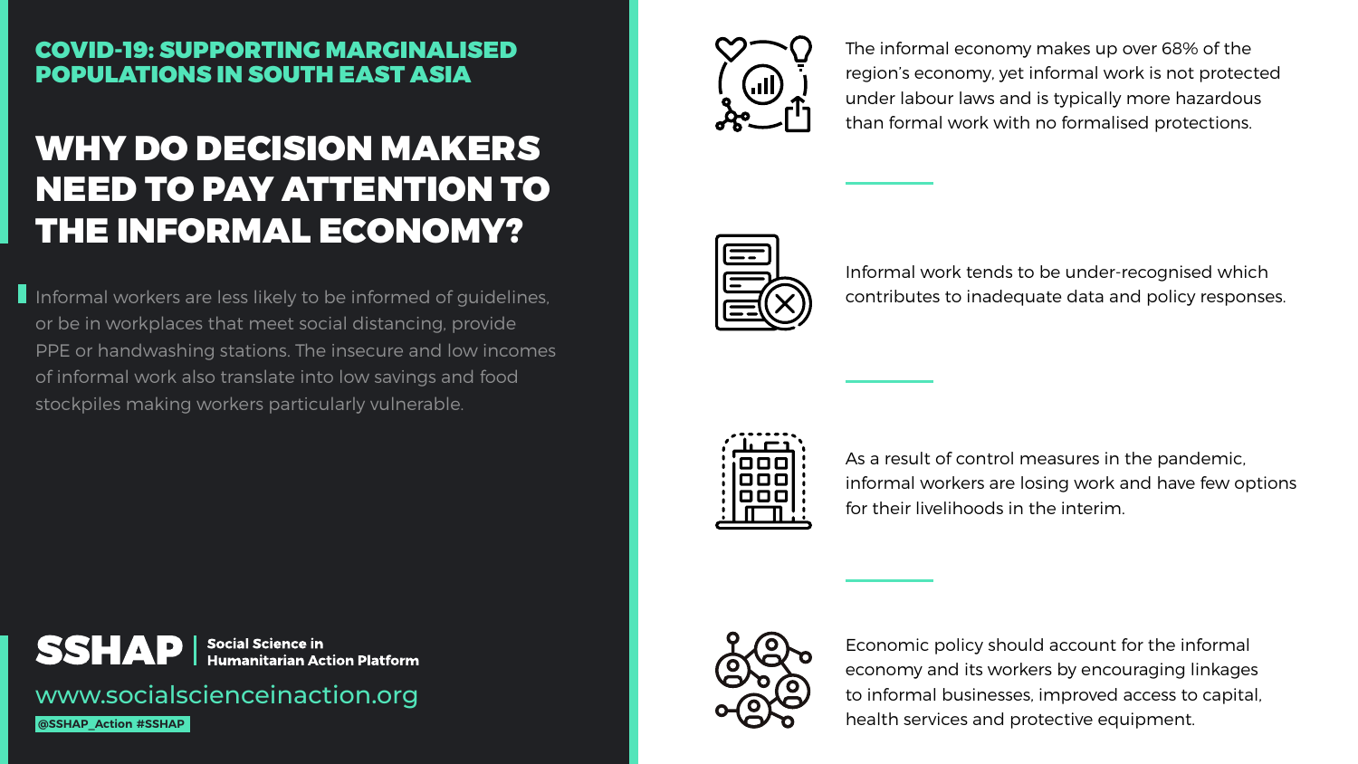**COVID-19: SUPPORTING MARGINALISED POPULATIONS IN SOUTH EAST ASIA**

# WHY DO DECISION MAKERS NEED TO PAY ATTENTION TO THE INFORMAL ECONOMY?

Informal workers are less likely to be informed of guidelines, or be in workplaces that meet social distancing, provide PPE or handwashing stations. The insecure and low incomes of informal work also translate into low savings and food stockpiles making workers particularly vulnerable.

The informal economy makes up over 68% of the region's economy, yet informal work is not protected under labour laws and is typically more hazardous than formal work with no formalised protections.

Informal work tends to be under-recognised which contributes to inadequate data and policy responses.

As a result of control measures in the pandemic, informal workers are losing work and have few options for their livelihoods in the interim.

Economic policy should account for the informal economy and its workers by encouraging linkages to informal businesses, improved access to capital, health services and protective equipment.

**SSHAP** | **Social Science in Humanitarian Action Platform**

www.socialscienceinaction.org

@SSHAP_Action #SSHAP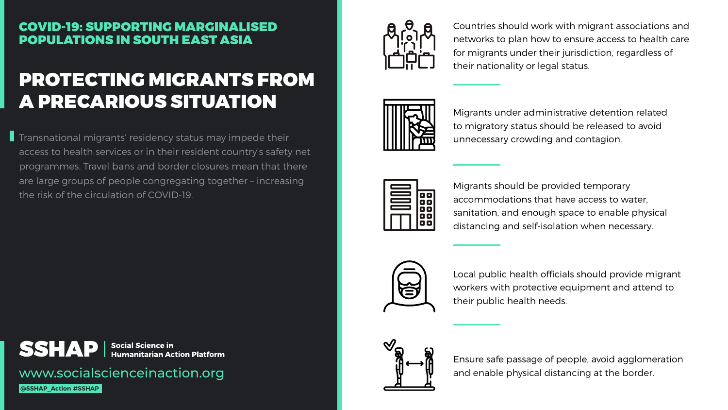## COVID-19: SUPPORTING MARGINALISED POPULATIONS IN SOUTH EAST ASIA

# PROTECTING MIGRANTS FROM A PRECARIOUS SITUATION

Transnational migrants' residency status may impede their access to health services or in their resident country's safety net programmes. Travel bans and border closures mean that there are large groups of people congregating together – increasing the risk of the circulation of COVID-19.

Countries should work with migrant associations and networks to plan how to ensure access to health care for migrants under their jurisdiction, regardless of their nationality or legal status.

Migrants under administrative detention related to migratory status should be released to avoid unnecessary crowding and contagion.

Migrants should be provided temporary accommodations that have access to water, sanitation, and enough space to enable physical distancing and self-isolation when necessary.

Local public health officials should provide migrant workers with protective equipment and attend to their public health needs.

Ensure safe passage of people, avoid agglomeration and enable physical distancing at the border.

**SSHAP** | **Social Science in Humanitarian Action Platform**

www.socialscienceinaction.org

@SSHAP_Action #SSHAP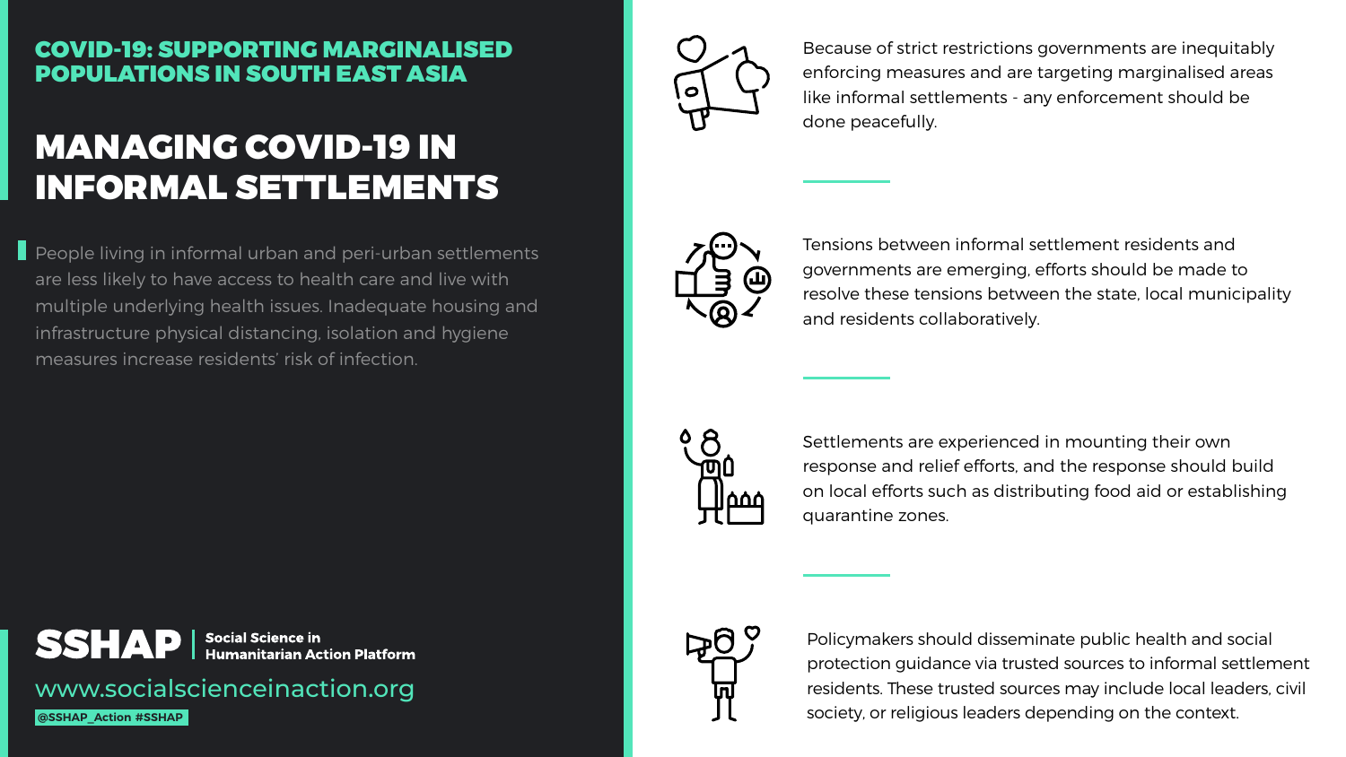**COVID-19: SUPPORTING MARGINALISED POPULATIONS IN SOUTH EAST ASIA**

# MANAGING COVID-19 IN INFORMAL SETTLEMENTS

People living in informal urban and peri-urban settlements are less likely to have access to health care and live with multiple underlying health issues. Inadequate housing and infrastructure physical distancing, isolation and hygiene measures increase residents' risk of infection.

Because of strict restrictions governments are inequitably enforcing measures and are targeting marginalised areas like informal settlements - any enforcement should be done peacefully.

Tensions between informal settlement residents and governments are emerging, efforts should be made to resolve these tensions between the state, local municipality and residents collaboratively.

Settlements are experienced in mounting their own response and relief efforts, and the response should build on local efforts such as distributing food aid or establishing quarantine zones.

Policymakers should disseminate public health and social protection guidance via trusted sources to informal settlement residents. These trusted sources may include local leaders, civil society, or religious leaders depending on the context.

**SSHAP** | **Social Science in Humanitarian Action Platform**

www.socialscienceinaction.org

@SSHAP_Action #SSHAP